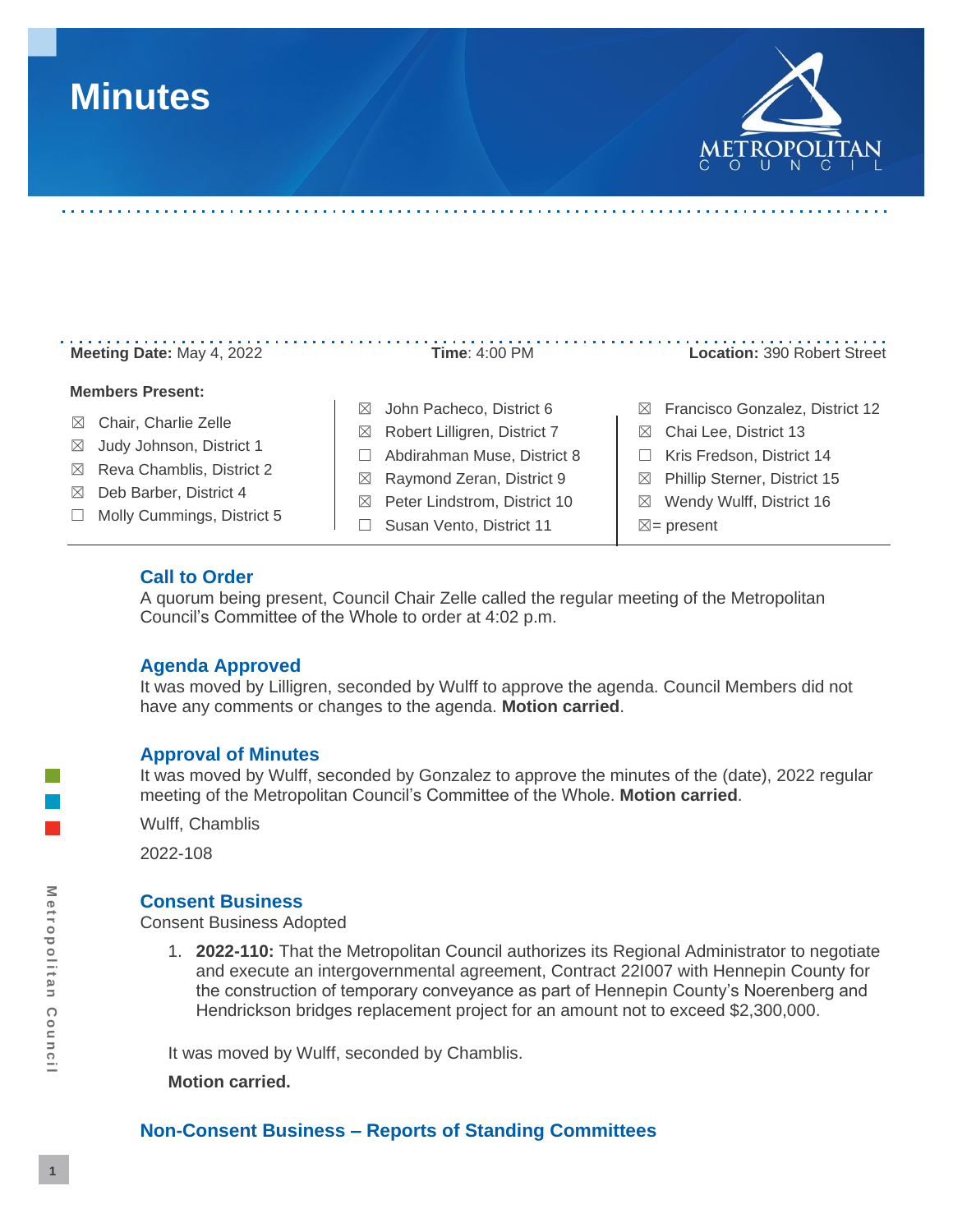# Minutes

**Meeting Date:** May 4, 2022 | **Time**: 4:00 PM | **Location:** 390 Robert Street

**Members Present:**

- ☒ Chair, Charlie Zelle
- ☒ Judy Johnson, District 1
- ☒ Reva Chamblis, District 2
- ☒ Deb Barber, District 4
- ☐ Molly Cummings, District 5
- ☒ John Pacheco, District 6
- ☒ Robert Lilligren, District 7
- ☐ Abdirahman Muse, District 8
- ☒ Raymond Zeran, District 9
- ☒ Peter Lindstrom, District 10
- ☐ Susan Vento, District 11
- ☒ Francisco Gonzalez, District 12
- ☒ Chai Lee, District 13
- ☐ Kris Fredson, District 14
- ☒ Phillip Sterner, District 15
- ☒ Wendy Wulff, District 16

☒= present

## Call to Order

A quorum being present, Council Chair Zelle called the regular meeting of the Metropolitan Council's Committee of the Whole to order at 4:02 p.m.

## Agenda Approved

It was moved by Lilligren, seconded by Wulff to approve the agenda. Council Members did not have any comments or changes to the agenda. **Motion carried**.

## Approval of Minutes

It was moved by Wulff, seconded by Gonzalez to approve the minutes of the (date), 2022 regular meeting of the Metropolitan Council's Committee of the Whole. **Motion carried**.

Wulff, Chamblis

2022-108

## Consent Business

Consent Business Adopted

1. **2022-110:** That the Metropolitan Council authorizes its Regional Administrator to negotiate and execute an intergovernmental agreement, Contract 22I007 with Hennepin County for the construction of temporary conveyance as part of Hennepin County's Noerenberg and Hendrickson bridges replacement project for an amount not to exceed $2,300,000.

It was moved by Wulff, seconded by Chamblis.

**Motion carried.**

## Non-Consent Business – Reports of Standing Committees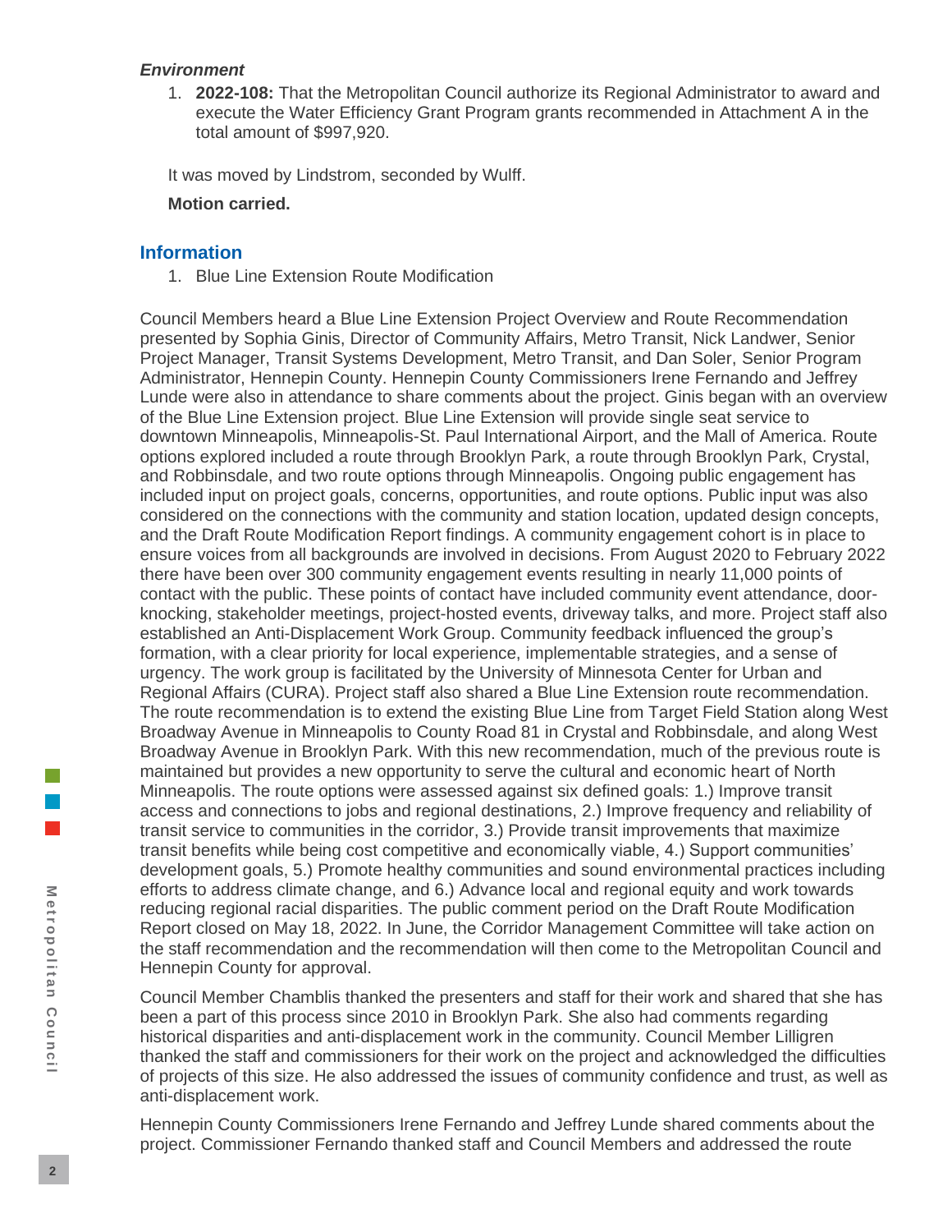### *Environment*

1. **2022-108:** That the Metropolitan Council authorize its Regional Administrator to award and execute the Water Efficiency Grant Program grants recommended in Attachment A in the total amount of $997,920.

It was moved by Lindstrom, seconded by Wulff.

**Motion carried.**

## Information

1. Blue Line Extension Route Modification

Council Members heard a Blue Line Extension Project Overview and Route Recommendation presented by Sophia Ginis, Director of Community Affairs, Metro Transit, Nick Landwer, Senior Project Manager, Transit Systems Development, Metro Transit, and Dan Soler, Senior Program Administrator, Hennepin County. Hennepin County Commissioners Irene Fernando and Jeffrey Lunde were also in attendance to share comments about the project. Ginis began with an overview of the Blue Line Extension project. Blue Line Extension will provide single seat service to downtown Minneapolis, Minneapolis-St. Paul International Airport, and the Mall of America. Route options explored included a route through Brooklyn Park, a route through Brooklyn Park, Crystal, and Robbinsdale, and two route options through Minneapolis. Ongoing public engagement has included input on project goals, concerns, opportunities, and route options. Public input was also considered on the connections with the community and station location, updated design concepts, and the Draft Route Modification Report findings. A community engagement cohort is in place to ensure voices from all backgrounds are involved in decisions. From August 2020 to February 2022 there have been over 300 community engagement events resulting in nearly 11,000 points of contact with the public. These points of contact have included community event attendance, door-knocking, stakeholder meetings, project-hosted events, driveway talks, and more. Project staff also established an Anti-Displacement Work Group. Community feedback influenced the group's formation, with a clear priority for local experience, implementable strategies, and a sense of urgency. The work group is facilitated by the University of Minnesota Center for Urban and Regional Affairs (CURA). Project staff also shared a Blue Line Extension route recommendation. The route recommendation is to extend the existing Blue Line from Target Field Station along West Broadway Avenue in Minneapolis to County Road 81 in Crystal and Robbinsdale, and along West Broadway Avenue in Brooklyn Park. With this new recommendation, much of the previous route is maintained but provides a new opportunity to serve the cultural and economic heart of North Minneapolis. The route options were assessed against six defined goals: 1.) Improve transit access and connections to jobs and regional destinations, 2.) Improve frequency and reliability of transit service to communities in the corridor, 3.) Provide transit improvements that maximize transit benefits while being cost competitive and economically viable, 4.) Support communities' development goals, 5.) Promote healthy communities and sound environmental practices including efforts to address climate change, and 6.) Advance local and regional equity and work towards reducing regional racial disparities. The public comment period on the Draft Route Modification Report closed on May 18, 2022. In June, the Corridor Management Committee will take action on the staff recommendation and the recommendation will then come to the Metropolitan Council and Hennepin County for approval.

Council Member Chamblis thanked the presenters and staff for their work and shared that she has been a part of this process since 2010 in Brooklyn Park. She also had comments regarding historical disparities and anti-displacement work in the community. Council Member Lilligren thanked the staff and commissioners for their work on the project and acknowledged the difficulties of projects of this size. He also addressed the issues of community confidence and trust, as well as anti-displacement work.

Hennepin County Commissioners Irene Fernando and Jeffrey Lunde shared comments about the project. Commissioner Fernando thanked staff and Council Members and addressed the route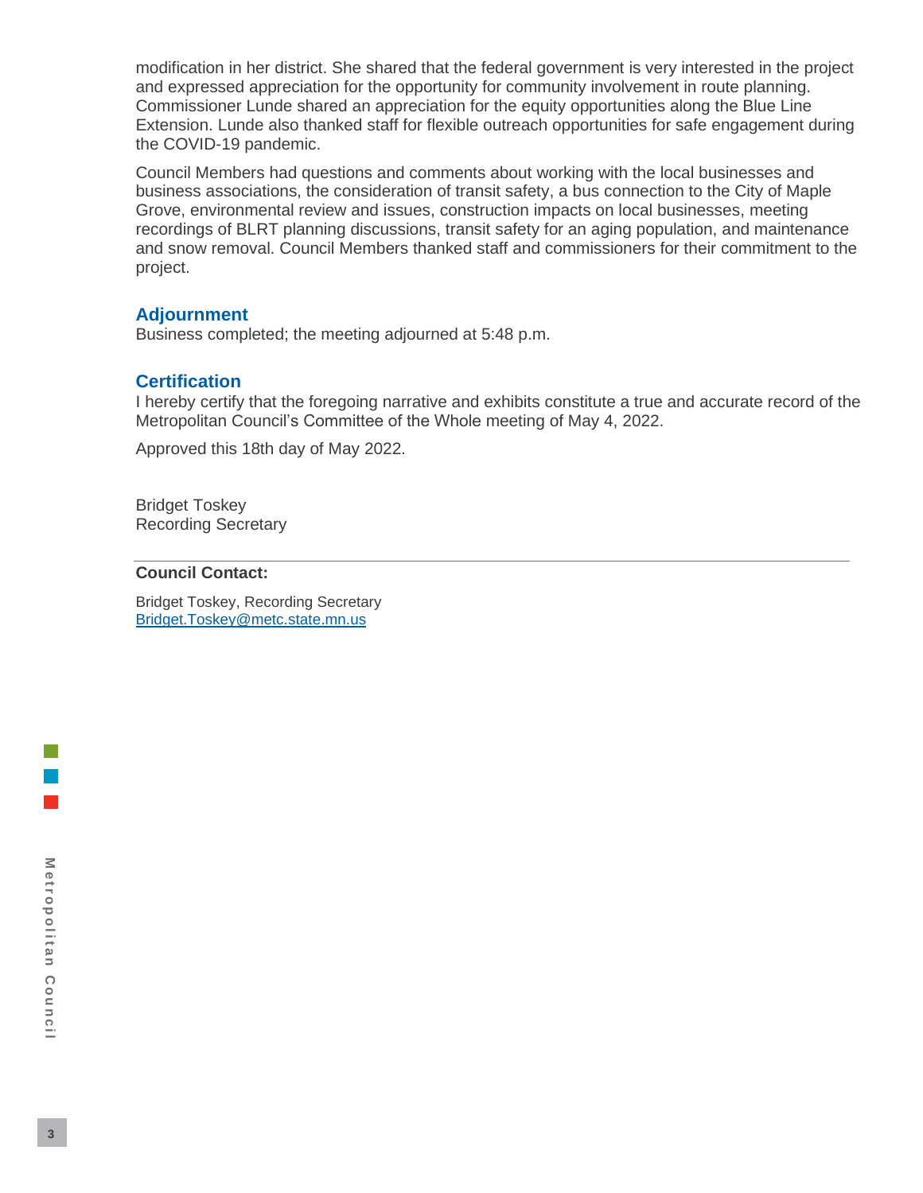modification in her district. She shared that the federal government is very interested in the project and expressed appreciation for the opportunity for community involvement in route planning. Commissioner Lunde shared an appreciation for the equity opportunities along the Blue Line Extension. Lunde also thanked staff for flexible outreach opportunities for safe engagement during the COVID-19 pandemic.

Council Members had questions and comments about working with the local businesses and business associations, the consideration of transit safety, a bus connection to the City of Maple Grove, environmental review and issues, construction impacts on local businesses, meeting recordings of BLRT planning discussions, transit safety for an aging population, and maintenance and snow removal. Council Members thanked staff and commissioners for their commitment to the project.

## Adjournment

Business completed; the meeting adjourned at 5:48 p.m.

## Certification

I hereby certify that the foregoing narrative and exhibits constitute a true and accurate record of the Metropolitan Council's Committee of the Whole meeting of May 4, 2022.

Approved this 18th day of May 2022.

Bridget Toskey
Recording Secretary

---

**Council Contact:**

Bridget Toskey, Recording Secretary
Bridget.Toskey@metc.state.mn.us